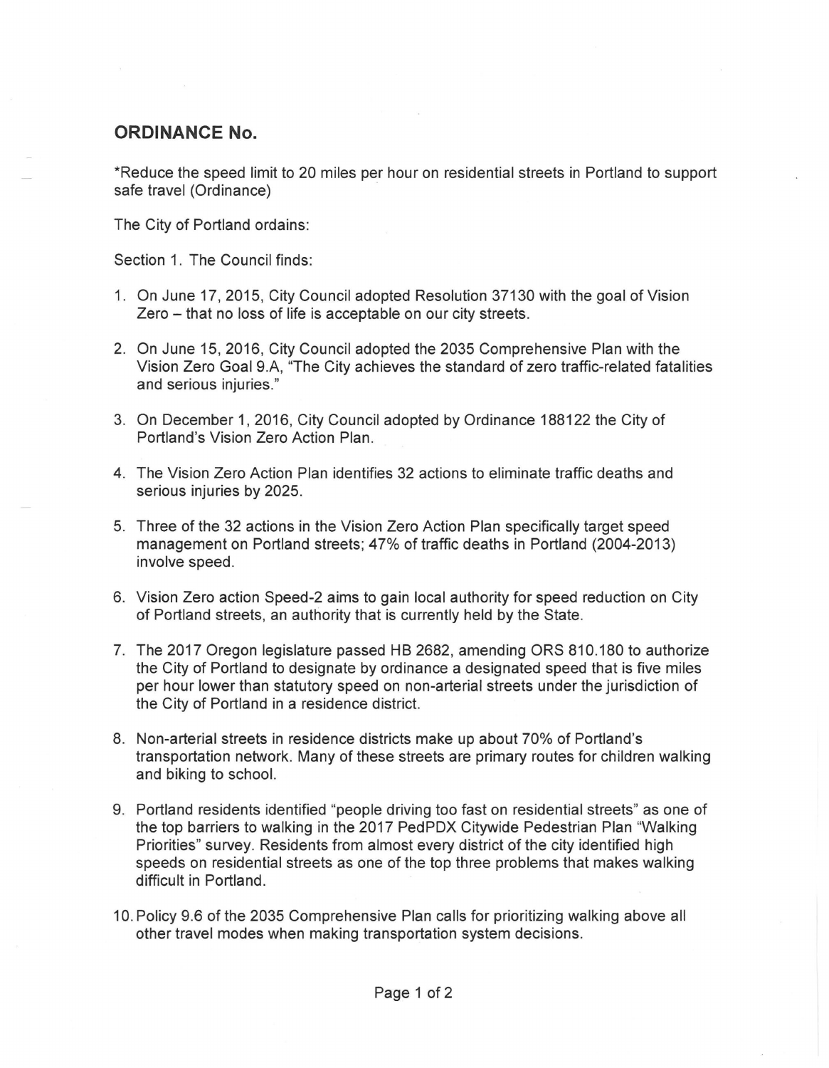## ORDINANCE No.

*Reduce the speed limit to 20 miles per hour on residential streets in Portland to support safe travel (Ordinance)

The City of Portland ordains:

Section 1. The Council finds:

1. On June 17, 2015, City Council adopted Resolution 37130 with the goal of Vision Zero – that no loss of life is acceptable on our city streets.

2. On June 15, 2016, City Council adopted the 2035 Comprehensive Plan with the Vision Zero Goal 9.A, "The City achieves the standard of zero traffic-related fatalities and serious injuries."

3. On December 1, 2016, City Council adopted by Ordinance 188122 the City of Portland's Vision Zero Action Plan.

4. The Vision Zero Action Plan identifies 32 actions to eliminate traffic deaths and serious injuries by 2025.

5. Three of the 32 actions in the Vision Zero Action Plan specifically target speed management on Portland streets; 47% of traffic deaths in Portland (2004-2013) involve speed.

6. Vision Zero action Speed-2 aims to gain local authority for speed reduction on City of Portland streets, an authority that is currently held by the State.

7. The 2017 Oregon legislature passed HB 2682, amending ORS 810.180 to authorize the City of Portland to designate by ordinance a designated speed that is five miles per hour lower than statutory speed on non-arterial streets under the jurisdiction of the City of Portland in a residence district.

8. Non-arterial streets in residence districts make up about 70% of Portland's transportation network. Many of these streets are primary routes for children walking and biking to school.

9. Portland residents identified "people driving too fast on residential streets" as one of the top barriers to walking in the 2017 PedPDX Citywide Pedestrian Plan "Walking Priorities" survey. Residents from almost every district of the city identified high speeds on residential streets as one of the top three problems that makes walking difficult in Portland.

10. Policy 9.6 of the 2035 Comprehensive Plan calls for prioritizing walking above all other travel modes when making transportation system decisions.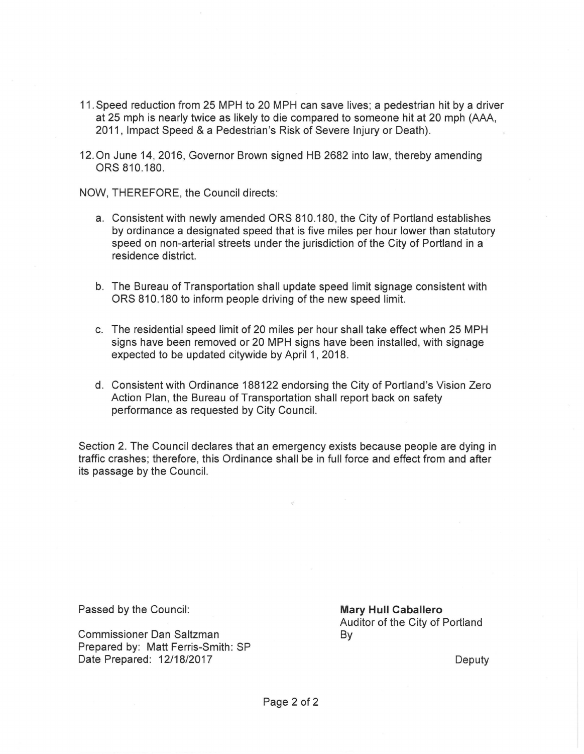11. Speed reduction from 25 MPH to 20 MPH can save lives; a pedestrian hit by a driver at 25 mph is nearly twice as likely to die compared to someone hit at 20 mph (AAA, 2011, Impact Speed & a Pedestrian's Risk of Severe Injury or Death).

12. On June 14, 2016, Governor Brown signed HB 2682 into law, thereby amending ORS 810.180.

NOW, THEREFORE, the Council directs:

a. Consistent with newly amended ORS 810.180, the City of Portland establishes by ordinance a designated speed that is five miles per hour lower than statutory speed on non-arterial streets under the jurisdiction of the City of Portland in a residence district.

b. The Bureau of Transportation shall update speed limit signage consistent with ORS 810.180 to inform people driving of the new speed limit.

c. The residential speed limit of 20 miles per hour shall take effect when 25 MPH signs have been removed or 20 MPH signs have been installed, with signage expected to be updated citywide by April 1, 2018.

d. Consistent with Ordinance 188122 endorsing the City of Portland's Vision Zero Action Plan, the Bureau of Transportation shall report back on safety performance as requested by City Council.

Section 2. The Council declares that an emergency exists because people are dying in traffic crashes; therefore, this Ordinance shall be in full force and effect from and after its passage by the Council.

Passed by the Council:

Commissioner Dan Saltzman
Prepared by: Matt Ferris-Smith: SP
Date Prepared: 12/18/2017

**Mary Hull Caballero**
Auditor of the City of Portland
By

Deputy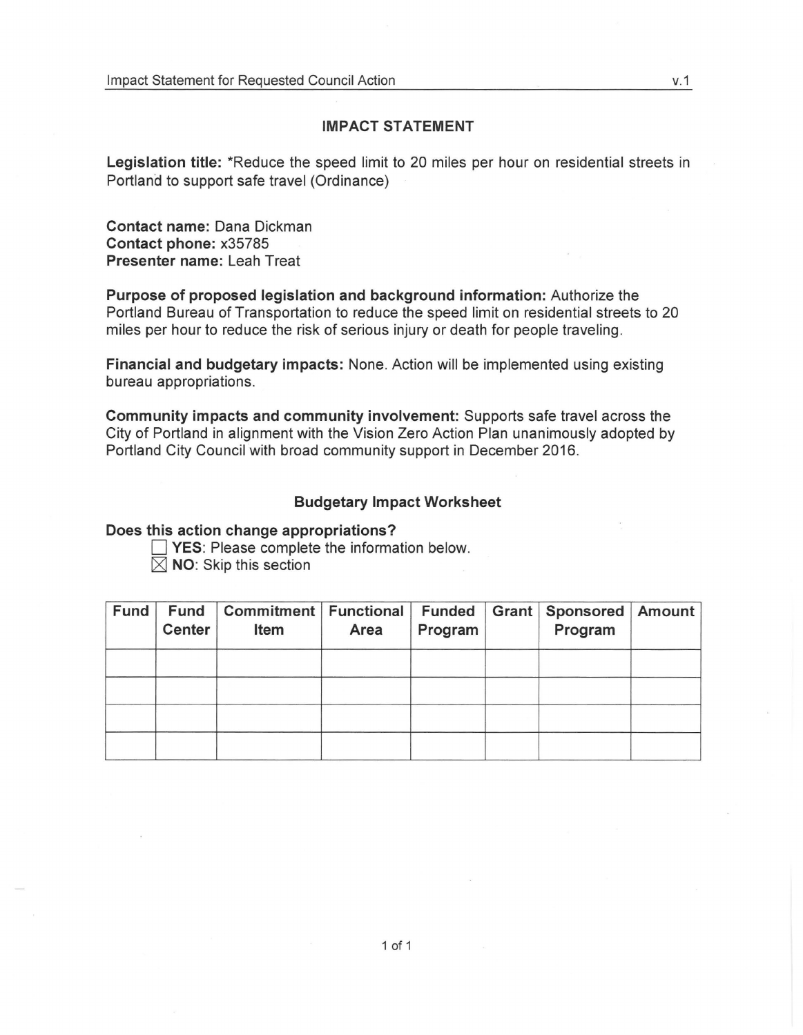# IMPACT STATEMENT

**Legislation title:** *Reduce the speed limit to 20 miles per hour on residential streets in Portland to support safe travel (Ordinance)

**Contact name:** Dana Dickman
**Contact phone:** x35785
**Presenter name:** Leah Treat

**Purpose of proposed legislation and background information:** Authorize the Portland Bureau of Transportation to reduce the speed limit on residential streets to 20 miles per hour to reduce the risk of serious injury or death for people traveling.

**Financial and budgetary impacts:** None. Action will be implemented using existing bureau appropriations.

**Community impacts and community involvement:** Supports safe travel across the City of Portland in alignment with the Vision Zero Action Plan unanimously adopted by Portland City Council with broad community support in December 2016.

## Budgetary Impact Worksheet

**Does this action change appropriations?**

☐ **YES**: Please complete the information below.
☒ **NO**: Skip this section

| Fund | Fund Center | Commitment Item | Functional Area | Funded Program | Grant | Sponsored Program | Amount |
|---|---|---|---|---|---|---|---|
| | | | | | | | |
| | | | | | | | |
| | | | | | | | |
| | | | | | | | |